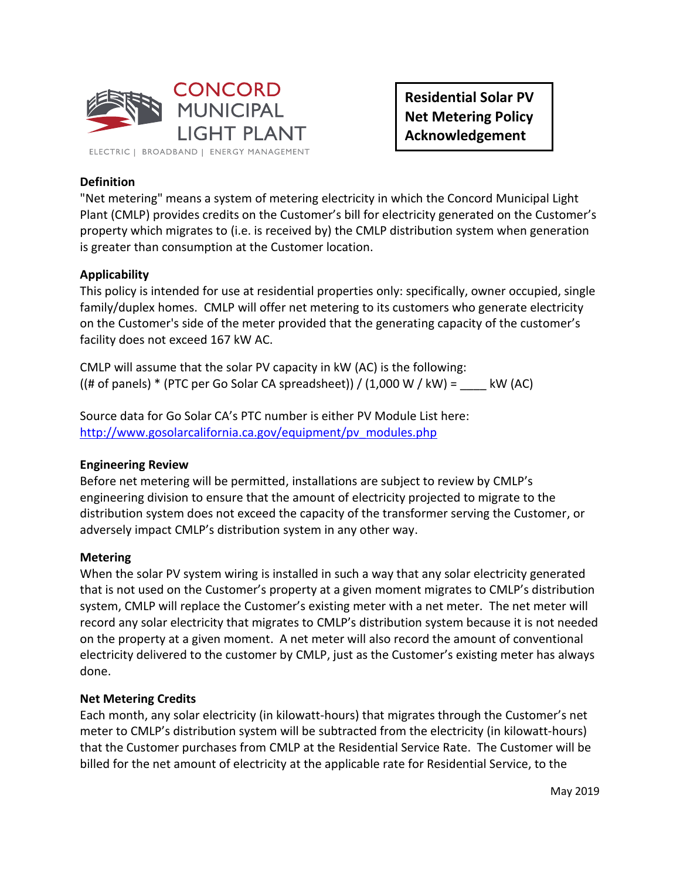CONCORD MUNICIPAL LIGHT PLANT

ELECTRIC | BROADBAND | ENERGY MANAGEMENT

# Residential Solar PV Net Metering Policy Acknowledgement

**Definition**

"Net metering" means a system of metering electricity in which the Concord Municipal Light Plant (CMLP) provides credits on the Customer's bill for electricity generated on the Customer's property which migrates to (i.e. is received by) the CMLP distribution system when generation is greater than consumption at the Customer location.

**Applicability**

This policy is intended for use at residential properties only: specifically, owner occupied, single family/duplex homes. CMLP will offer net metering to its customers who generate electricity on the Customer's side of the meter provided that the generating capacity of the customer's facility does not exceed 167 kW AC.

CMLP will assume that the solar PV capacity in kW (AC) is the following:
((# of panels) * (PTC per Go Solar CA spreadsheet)) / (1,000 W / kW) = ____ kW (AC)

Source data for Go Solar CA's PTC number is either PV Module List here:
http://www.gosolarcalifornia.ca.gov/equipment/pv_modules.php

**Engineering Review**

Before net metering will be permitted, installations are subject to review by CMLP's engineering division to ensure that the amount of electricity projected to migrate to the distribution system does not exceed the capacity of the transformer serving the Customer, or adversely impact CMLP's distribution system in any other way.

**Metering**

When the solar PV system wiring is installed in such a way that any solar electricity generated that is not used on the Customer's property at a given moment migrates to CMLP's distribution system, CMLP will replace the Customer's existing meter with a net meter. The net meter will record any solar electricity that migrates to CMLP's distribution system because it is not needed on the property at a given moment. A net meter will also record the amount of conventional electricity delivered to the customer by CMLP, just as the Customer's existing meter has always done.

**Net Metering Credits**

Each month, any solar electricity (in kilowatt-hours) that migrates through the Customer's net meter to CMLP's distribution system will be subtracted from the electricity (in kilowatt-hours) that the Customer purchases from CMLP at the Residential Service Rate. The Customer will be billed for the net amount of electricity at the applicable rate for Residential Service, to the

May 2019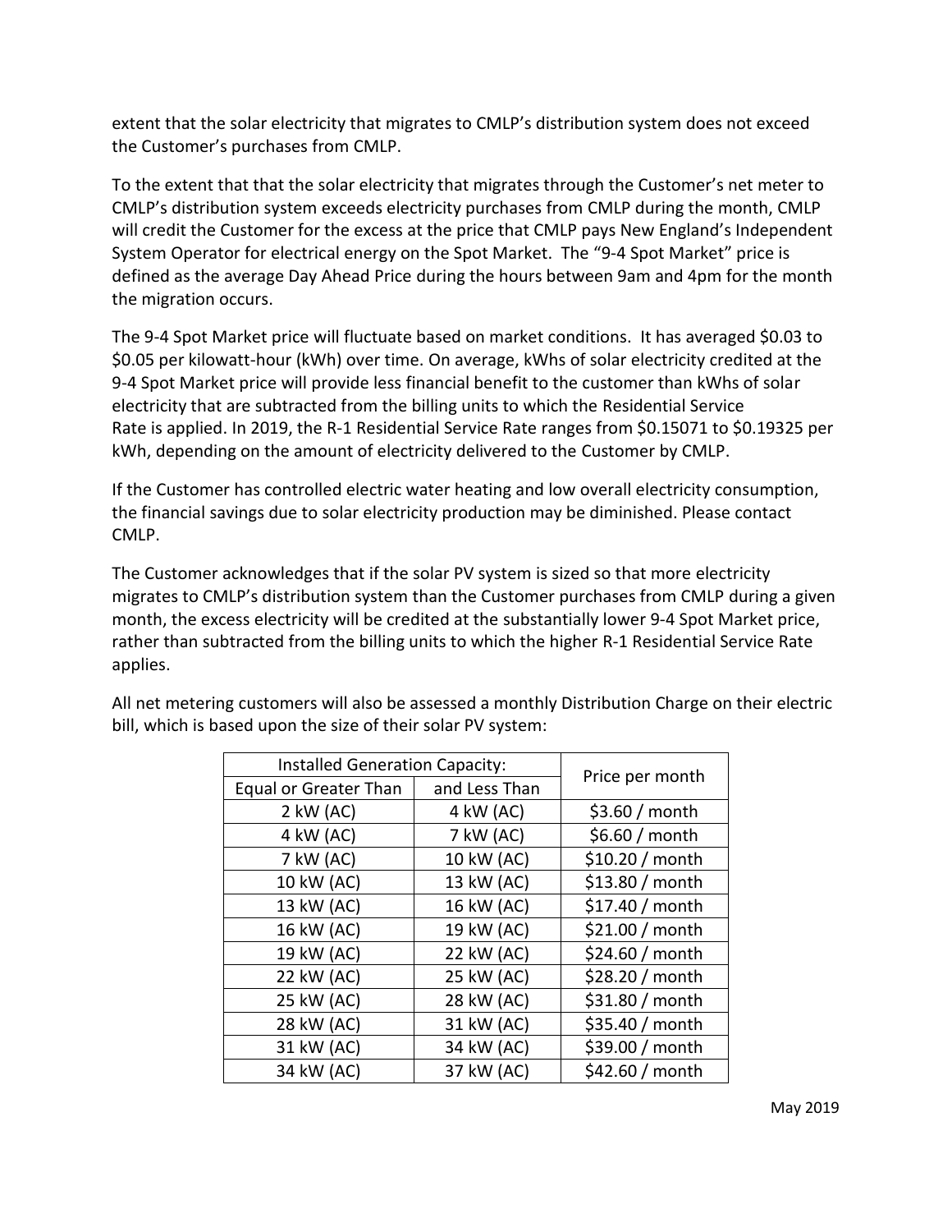extent that the solar electricity that migrates to CMLP's distribution system does not exceed the Customer's purchases from CMLP.

To the extent that that the solar electricity that migrates through the Customer's net meter to CMLP's distribution system exceeds electricity purchases from CMLP during the month, CMLP will credit the Customer for the excess at the price that CMLP pays New England's Independent System Operator for electrical energy on the Spot Market. The "9-4 Spot Market" price is defined as the average Day Ahead Price during the hours between 9am and 4pm for the month the migration occurs.

The 9-4 Spot Market price will fluctuate based on market conditions. It has averaged $0.03 to $0.05 per kilowatt-hour (kWh) over time. On average, kWhs of solar electricity credited at the 9-4 Spot Market price will provide less financial benefit to the customer than kWhs of solar electricity that are subtracted from the billing units to which the Residential Service Rate is applied. In 2019, the R-1 Residential Service Rate ranges from $0.15071 to $0.19325 per kWh, depending on the amount of electricity delivered to the Customer by CMLP.

If the Customer has controlled electric water heating and low overall electricity consumption, the financial savings due to solar electricity production may be diminished. Please contact CMLP.

The Customer acknowledges that if the solar PV system is sized so that more electricity migrates to CMLP's distribution system than the Customer purchases from CMLP during a given month, the excess electricity will be credited at the substantially lower 9-4 Spot Market price, rather than subtracted from the billing units to which the higher R-1 Residential Service Rate applies.

All net metering customers will also be assessed a monthly Distribution Charge on their electric bill, which is based upon the size of their solar PV system:

| Installed Generation Capacity: | | Price per month |
|---|---|---|
| Equal or Greater Than | and Less Than | |
| 2 kW (AC) | 4 kW (AC) | $3.60 / month |
| 4 kW (AC) | 7 kW (AC) | $6.60 / month |
| 7 kW (AC) | 10 kW (AC) | $10.20 / month |
| 10 kW (AC) | 13 kW (AC) | $13.80 / month |
| 13 kW (AC) | 16 kW (AC) | $17.40 / month |
| 16 kW (AC) | 19 kW (AC) | $21.00 / month |
| 19 kW (AC) | 22 kW (AC) | $24.60 / month |
| 22 kW (AC) | 25 kW (AC) | $28.20 / month |
| 25 kW (AC) | 28 kW (AC) | $31.80 / month |
| 28 kW (AC) | 31 kW (AC) | $35.40 / month |
| 31 kW (AC) | 34 kW (AC) | $39.00 / month |
| 34 kW (AC) | 37 kW (AC) | $42.60 / month |

May 2019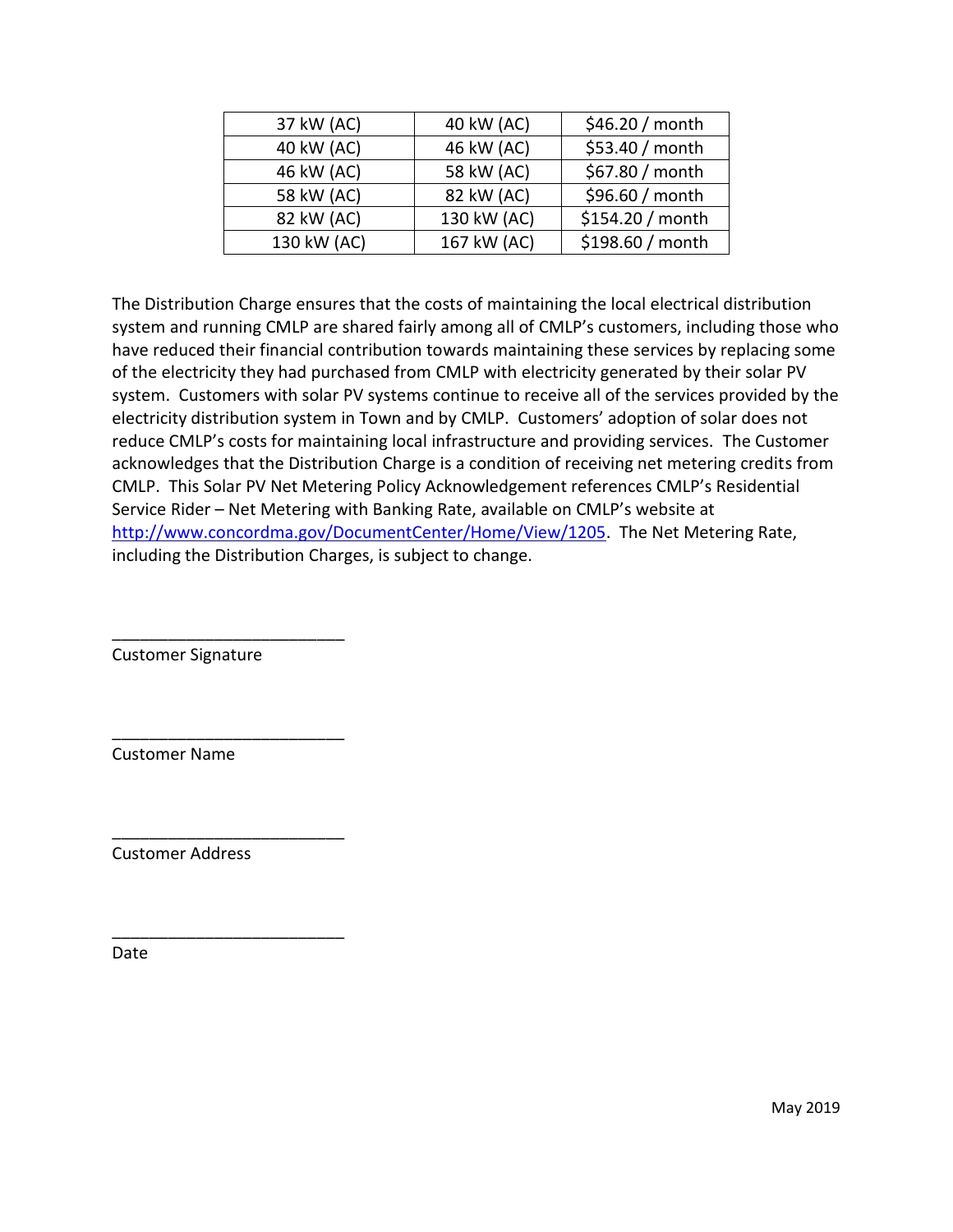| | | |
|---|---|---|
| 37 kW (AC) | 40 kW (AC) | $46.20 / month |
| 40 kW (AC) | 46 kW (AC) | $53.40 / month |
| 46 kW (AC) | 58 kW (AC) | $67.80 / month |
| 58 kW (AC) | 82 kW (AC) | $96.60 / month |
| 82 kW (AC) | 130 kW (AC) | $154.20 / month |
| 130 kW (AC) | 167 kW (AC) | $198.60 / month |

The Distribution Charge ensures that the costs of maintaining the local electrical distribution system and running CMLP are shared fairly among all of CMLP's customers, including those who have reduced their financial contribution towards maintaining these services by replacing some of the electricity they had purchased from CMLP with electricity generated by their solar PV system. Customers with solar PV systems continue to receive all of the services provided by the electricity distribution system in Town and by CMLP. Customers' adoption of solar does not reduce CMLP's costs for maintaining local infrastructure and providing services. The Customer acknowledges that the Distribution Charge is a condition of receiving net metering credits from CMLP. This Solar PV Net Metering Policy Acknowledgement references CMLP's Residential Service Rider – Net Metering with Banking Rate, available on CMLP's website at http://www.concordma.gov/DocumentCenter/Home/View/1205. The Net Metering Rate, including the Distribution Charges, is subject to change.

___________________________
Customer Signature

___________________________
Customer Name

___________________________
Customer Address

___________________________
Date

May 2019